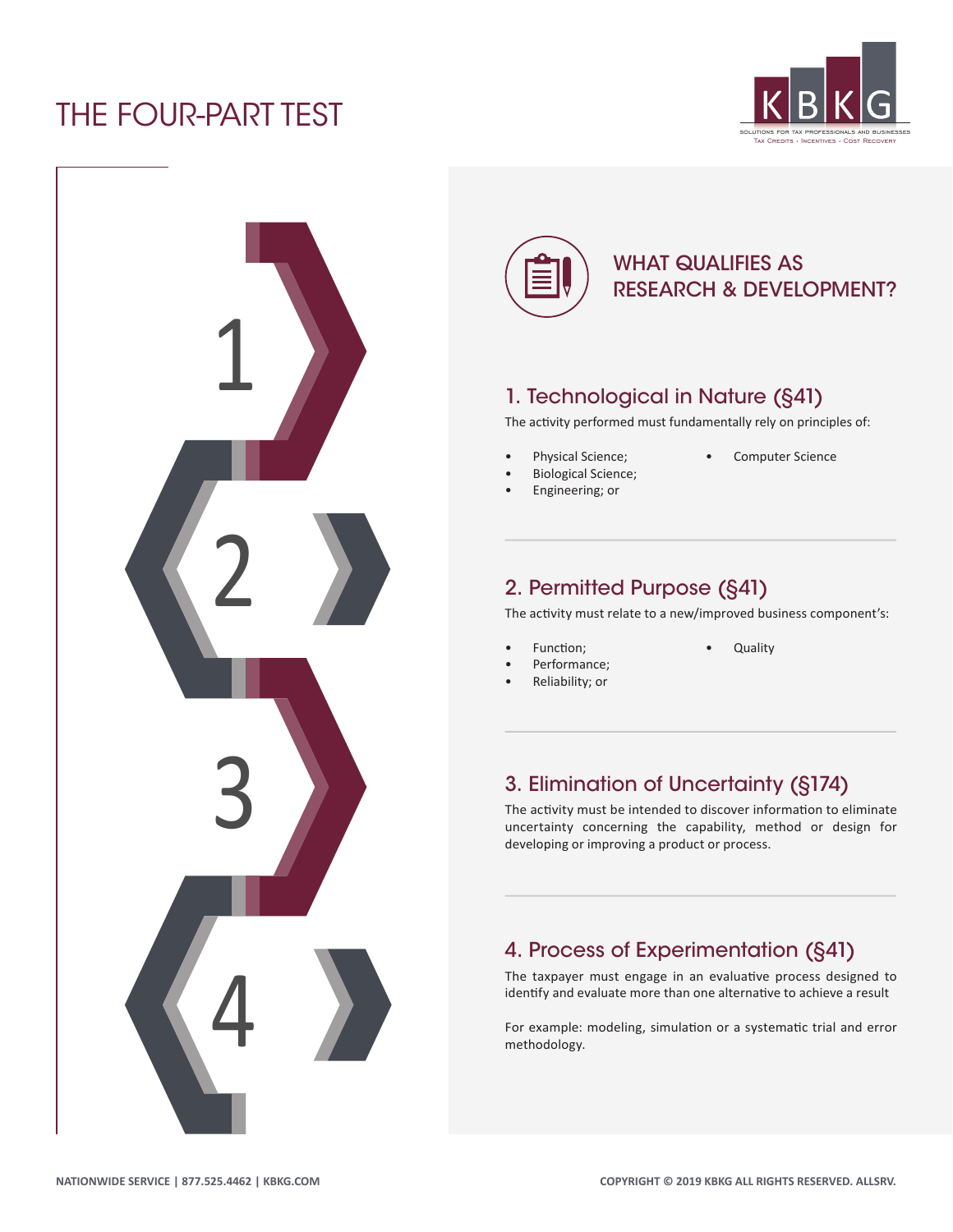# THE FOUR-PART TEST

KBKG

SOLUTIONS FOR TAX PROFESSIONALS AND BUSINESSES
Tax Credits · Incentives · Cost Recovery

## WHAT QUALIFIES AS RESEARCH & DEVELOPMENT?

### 1. Technological in Nature (§41)

The activity performed must fundamentally rely on principles of:

- Physical Science;
- Biological Science;
- Engineering; or
- Computer Science

### 2. Permitted Purpose (§41)

The activity must relate to a new/improved business component's:

- Function;
- Performance;
- Reliability; or
- Quality

### 3. Elimination of Uncertainty (§174)

The activity must be intended to discover information to eliminate uncertainty concerning the capability, method or design for developing or improving a product or process.

### 4. Process of Experimentation (§41)

The taxpayer must engage in an evaluative process designed to identify and evaluate more than one alternative to achieve a result

For example: modeling, simulation or a systematic trial and error methodology.

NATIONWIDE SERVICE | 877.525.4462 | KBKG.COM

COPYRIGHT © 2019 KBKG ALL RIGHTS RESERVED. ALLSRV.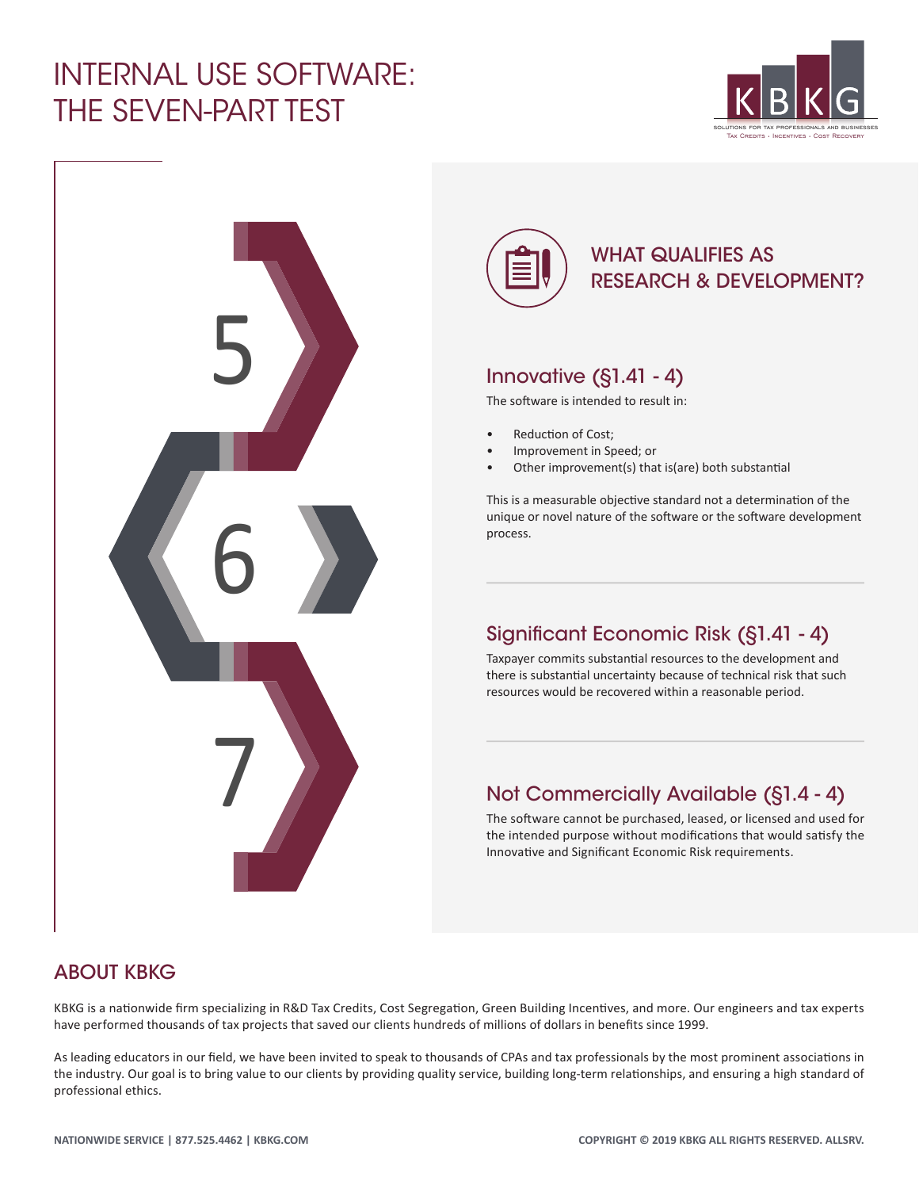# INTERNAL USE SOFTWARE: THE SEVEN-PART TEST

5

6

7

## WHAT QUALIFIES AS RESEARCH & DEVELOPMENT?

### Innovative (§1.41 - 4)

The software is intended to result in:

- Reduction of Cost;
- Improvement in Speed; or
- Other improvement(s) that is(are) both substantial

This is a measurable objective standard not a determination of the unique or novel nature of the software or the software development process.

### Significant Economic Risk (§1.41 - 4)

Taxpayer commits substantial resources to the development and there is substantial uncertainty because of technical risk that such resources would be recovered within a reasonable period.

### Not Commercially Available (§1.4 - 4)

The software cannot be purchased, leased, or licensed and used for the intended purpose without modifications that would satisfy the Innovative and Significant Economic Risk requirements.

## ABOUT KBKG

KBKG is a nationwide firm specializing in R&D Tax Credits, Cost Segregation, Green Building Incentives, and more. Our engineers and tax experts have performed thousands of tax projects that saved our clients hundreds of millions of dollars in benefits since 1999.

As leading educators in our field, we have been invited to speak to thousands of CPAs and tax professionals by the most prominent associations in the industry. Our goal is to bring value to our clients by providing quality service, building long-term relationships, and ensuring a high standard of professional ethics.

**NATIONWIDE SERVICE | 877.525.4462 | KBKG.COM**

**COPYRIGHT © 2019 KBKG ALL RIGHTS RESERVED. ALLSRV.**